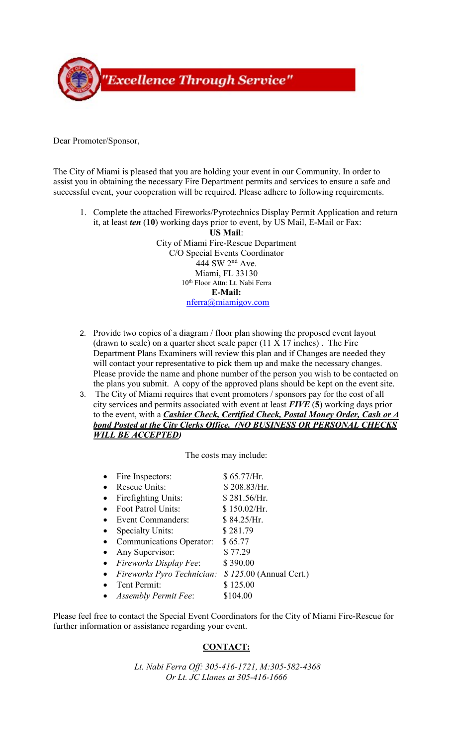"Excellence Through Service"

Dear Promoter/Sponsor,

The City of Miami is pleased that you are holding your event in our Community. In order to assist you in obtaining the necessary Fire Department permits and services to ensure a safe and successful event, your cooperation will be required. Please adhere to following requirements.

1. Complete the attached Fireworks/Pyrotechnics Display Permit Application and return it, at least ***ten*** (**10**) working days prior to event, by US Mail, E-Mail or Fax:

   **US Mail**:
   City of Miami Fire-Rescue Department
   C/O Special Events Coordinator
   444 SW 2nd Ave.
   Miami, FL 33130
   10th Floor Attn: Lt. Nabi Ferra
   **E-Mail:**
   nferra@miamigov.com

2. Provide two copies of a diagram / floor plan showing the proposed event layout (drawn to scale) on a quarter sheet scale paper (11 X 17 inches) . The Fire Department Plans Examiners will review this plan and if Changes are needed they will contact your representative to pick them up and make the necessary changes. Please provide the name and phone number of the person you wish to be contacted on the plans you submit. A copy of the approved plans should be kept on the event site.
3. The City of Miami requires that event promoters / sponsors pay for the cost of all city services and permits associated with event at least ***FIVE*** (**5**) working days prior to the event, with a ***Cashier Check, Certified Check, Postal Money Order, Cash or A bond Posted at the City Clerks Office. (NO BUSINESS OR PERSONAL CHECKS WILL BE ACCEPTED)***

The costs may include:

- Fire Inspectors: $ 65.77/Hr.
- Rescue Units: $ 208.83/Hr.
- Firefighting Units: $ 281.56/Hr.
- Foot Patrol Units: $ 150.02/Hr.
- Event Commanders: $ 84.25/Hr.
- Specialty Units: $ 281.79
- Communications Operator: $ 65.77
- Any Supervisor: $ 77.29
- *Fireworks Display Fee*: $ 390.00
- *Fireworks Pyro Technician*: *$ 125*.00 (Annual Cert.)
- Tent Permit: $ 125.00
- *Assembly Permit Fee*: $104.00

Please feel free to contact the Special Event Coordinators for the City of Miami Fire-Rescue for further information or assistance regarding your event.

**CONTACT:**

*Lt. Nabi Ferra Off: 305-416-1721, M:305-582-4368*
*Or Lt. JC Llanes at 305-416-1666*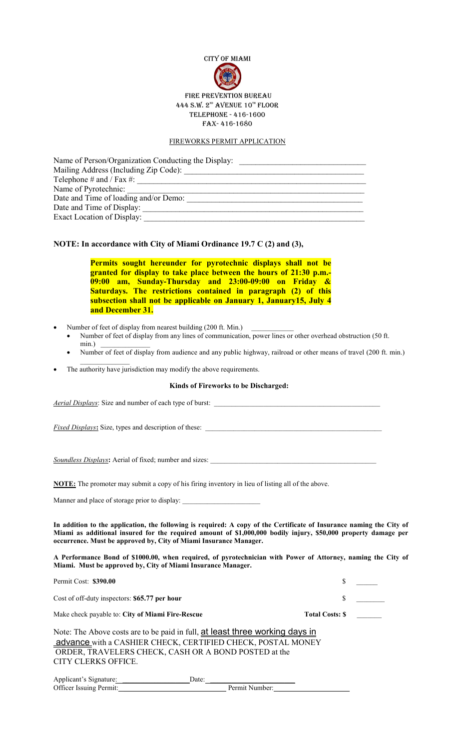CITY OF MIAMI

FIRE PREVENTION BUREAU
444 S.W. 2ND AVENUE 10TH FLOOR
TELEPHONE - 416-1600
FAX- 416-1680

## FIREWORKS PERMIT APPLICATION

Name of Person/Organization Conducting the Display: ______________________________
Mailing Address (Including Zip Code): ______________________________
Telephone # and / Fax #: ______________________________
Name of Pyrotechnic: ______________________________
Date and Time of loading and/or Demo: ______________________________
Date and Time of Display: ______________________________
Exact Location of Display: ______________________________

**NOTE: In accordance with City of Miami Ordinance 19.7 C (2) and (3),**

**Permits sought hereunder for pyrotechnic displays shall not be granted for display to take place between the hours of 21:30 p.m.-09:00 am, Sunday-Thursday and 23:00-09:00 on Friday & Saturdays. The restrictions contained in paragraph (2) of this subsection shall not be applicable on January 1, January15, July 4 and December 31.**

- Number of feet of display from nearest building (200 ft. Min.) ____________
  - Number of feet of display from any lines of communication, power lines or other overhead obstruction (50 ft. min.) ______________
  - Number of feet of display from audience and any public highway, railroad or other means of travel (200 ft. min.) ______________
- The authority have jurisdiction may modify the above requirements.

**Kinds of Fireworks to be Discharged:**

*Aerial Displays*: Size and number of each type of burst: ______________________________

*Fixed Displays*: Size, types and description of these: ______________________________

*Soundless Displays*: Aerial of fixed; number and sizes: ______________________________

**NOTE:** The promoter may submit a copy of his firing inventory in lieu of listing all of the above.

Manner and place of storage prior to display: ______________________

**In addition to the application, the following is required: A copy of the Certificate of Insurance naming the City of Miami as additional insured for the required amount of $1,000,000 bodily injury, $50,000 property damage per occurrence. Must be approved by, City of Miami Insurance Manager.**

**A Performance Bond of $1000.00, when required, of pyrotechnician with Power of Attorney, naming the City of Miami. Must be approved by, City of Miami Insurance Manager.**

| | |
|---|---|
| Permit Cost: **$390.00** | $ ______ |
| Cost of off-duty inspectors: **$65.77 per hour** | $ ________ |
| Make check payable to: **City of Miami Fire-Rescue** | **Total Costs: $** _______ |

Note: The Above costs are to be paid in full, at least three working days in advance with a CASHIER CHECK, CERTIFIED CHECK, POSTAL MONEY ORDER, TRAVELERS CHECK, CASH OR A BOND POSTED at the CITY CLERKS OFFICE.

Applicant's Signature: __________________ Date: ______________________
Officer Issuing Permit: ____________________________ Permit Number: ____________________